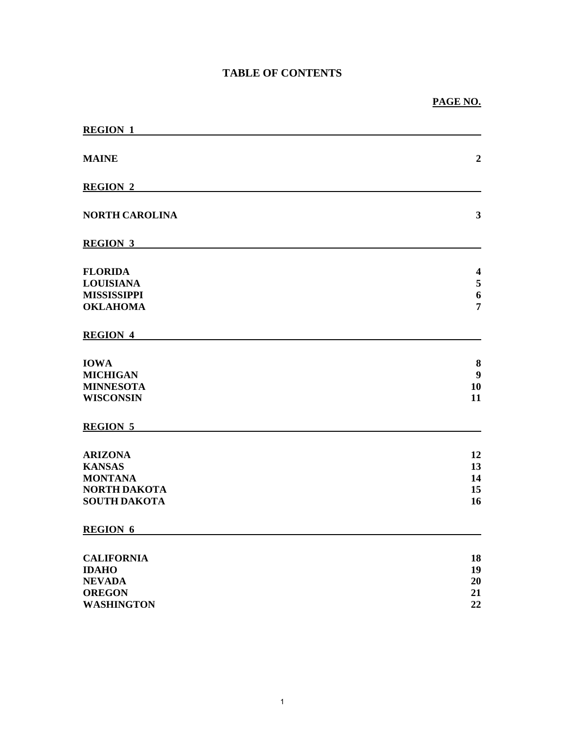# TABLE OF CONTENTS

| | PAGE NO. |
|---|---|
| **REGION 1** | |
| **MAINE** | **2** |
| **REGION 2** | |
| **NORTH CAROLINA** | **3** |
| **REGION 3** | |
| **FLORIDA** | **4** |
| **LOUISIANA** | **5** |
| **MISSISSIPPI** | **6** |
| **OKLAHOMA** | **7** |
| **REGION 4** | |
| **IOWA** | **8** |
| **MICHIGAN** | **9** |
| **MINNESOTA** | **10** |
| **WISCONSIN** | **11** |
| **REGION 5** | |
| **ARIZONA** | **12** |
| **KANSAS** | **13** |
| **MONTANA** | **14** |
| **NORTH DAKOTA** | **15** |
| **SOUTH DAKOTA** | **16** |
| **REGION 6** | |
| **CALIFORNIA** | **18** |
| **IDAHO** | **19** |
| **NEVADA** | **20** |
| **OREGON** | **21** |
| **WASHINGTON** | **22** |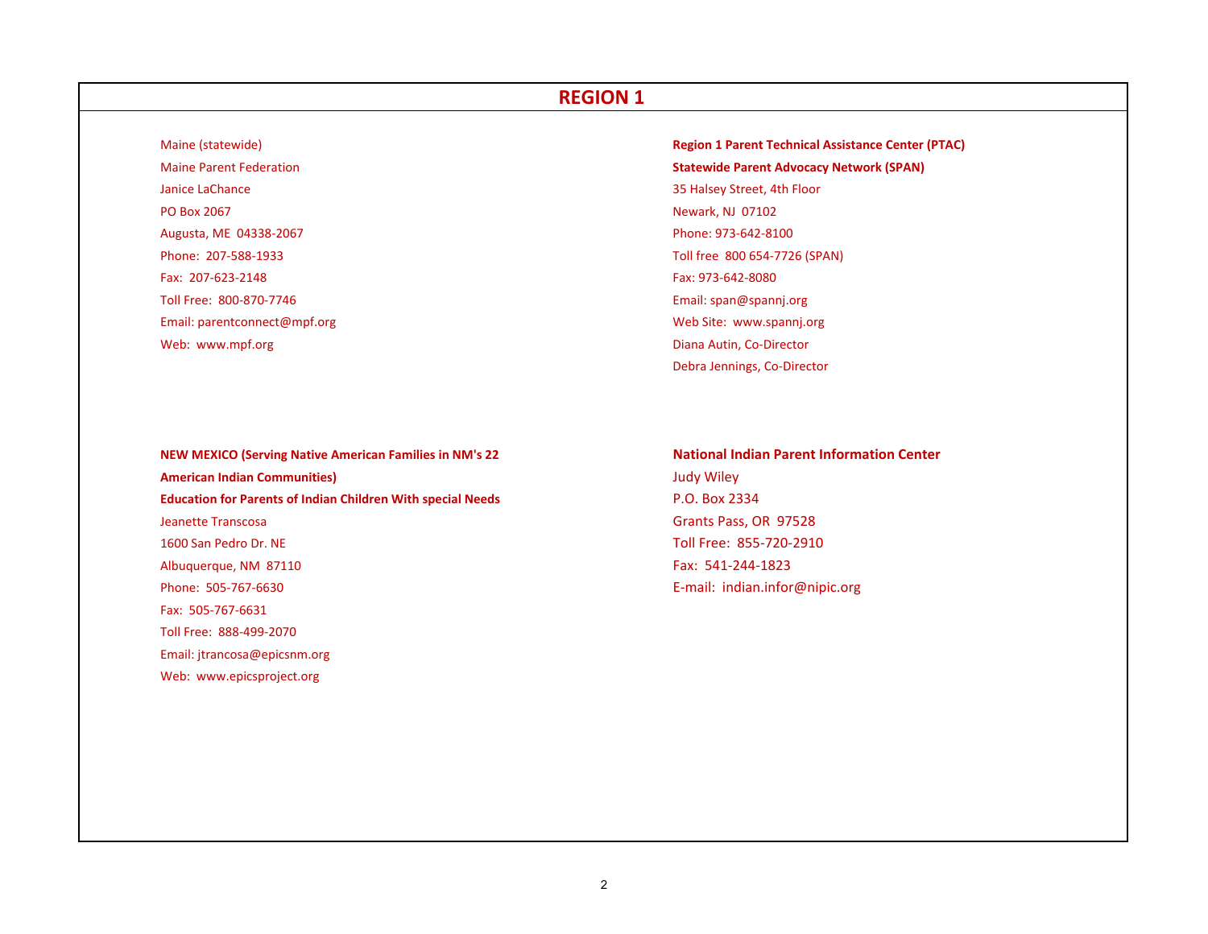# REGION 1

Maine (statewide)
Maine Parent Federation
Janice LaChance
PO Box 2067
Augusta, ME 04338-2067
Phone: 207-588-1933
Fax: 207-623-2148
Toll Free: 800-870-7746
Email: parentconnect@mpf.org
Web: www.mpf.org

**Region 1 Parent Technical Assistance Center (PTAC)**
**Statewide Parent Advocacy Network (SPAN)**
35 Halsey Street, 4th Floor
Newark, NJ 07102
Phone: 973-642-8100
Toll free 800 654-7726 (SPAN)
Fax: 973-642-8080
Email: span@spannj.org
Web Site: www.spannj.org
Diana Autin, Co-Director
Debra Jennings, Co-Director

**NEW MEXICO (Serving Native American Families in NM's 22 American Indian Communities)**
**Education for Parents of Indian Children With special Needs**
Jeanette Transcosa
1600 San Pedro Dr. NE
Albuquerque, NM 87110
Phone: 505-767-6630
Fax: 505-767-6631
Toll Free: 888-499-2070
Email: jtrancosa@epicsnm.org
Web: www.epicsproject.org

**National Indian Parent Information Center**
Judy Wiley
P.O. Box 2334
Grants Pass, OR 97528
Toll Free: 855-720-2910
Fax: 541-244-1823
E-mail: indian.infor@nipic.org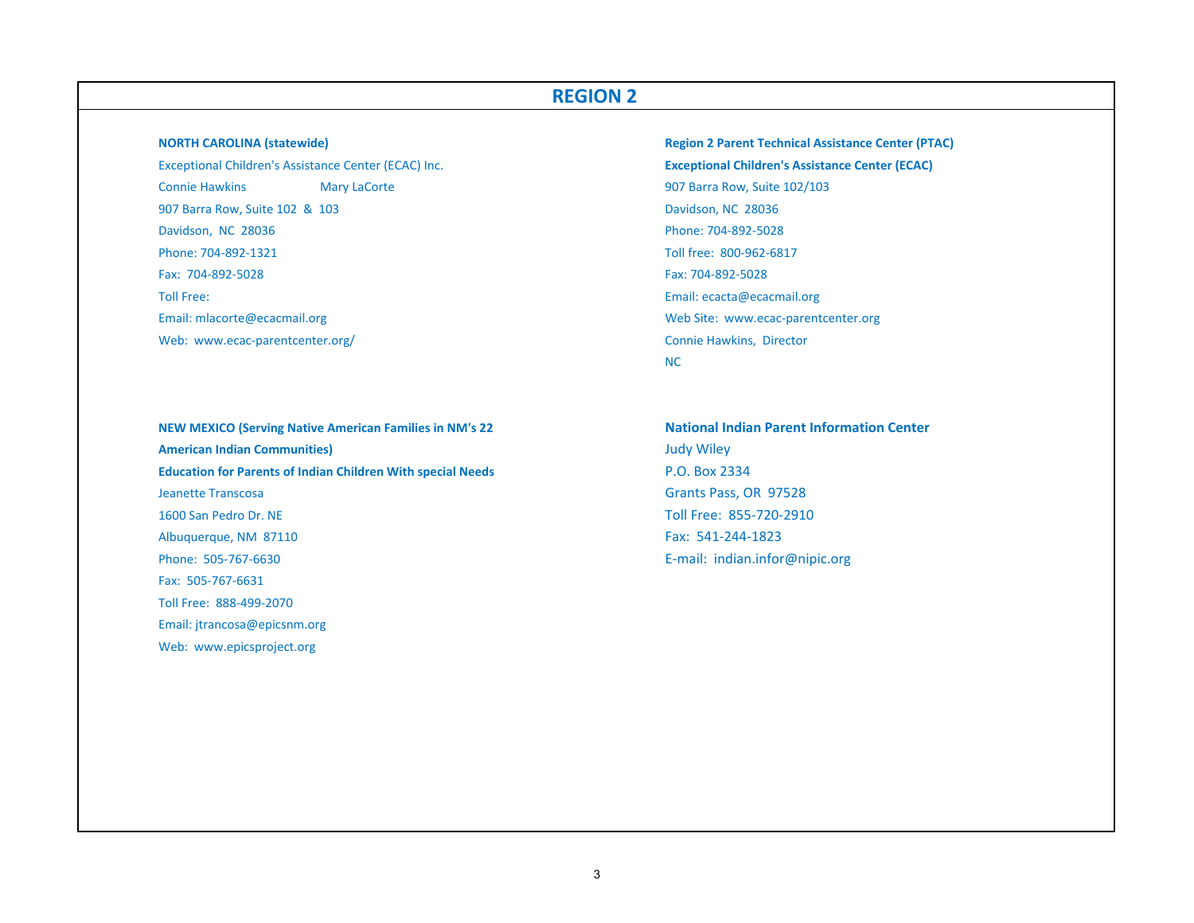## REGION 2

**NORTH CAROLINA (statewide)**

Exceptional Children's Assistance Center (ECAC) Inc.
Connie Hawkins Mary LaCorte
907 Barra Row, Suite 102 & 103
Davidson, NC 28036
Phone: 704-892-1321
Fax: 704-892-5028
Toll Free:
Email: mlacorte@ecacmail.org
Web: www.ecac-parentcenter.org/

**Region 2 Parent Technical Assistance Center (PTAC)**

**Exceptional Children's Assistance Center (ECAC)**

907 Barra Row, Suite 102/103
Davidson, NC 28036
Phone: 704-892-5028
Toll free: 800-962-6817
Fax: 704-892-5028
Email: ecacta@ecacmail.org
Web Site: www.ecac-parentcenter.org
Connie Hawkins, Director
NC

**NEW MEXICO (Serving Native American Families in NM's 22 American Indian Communities)**

**Education for Parents of Indian Children With special Needs**

Jeanette Transcosa
1600 San Pedro Dr. NE
Albuquerque, NM 87110
Phone: 505-767-6630
Fax: 505-767-6631
Toll Free: 888-499-2070
Email: jtrancosa@epicsnm.org
Web: www.epicsproject.org

**National Indian Parent Information Center**

Judy Wiley
P.O. Box 2334
Grants Pass, OR 97528
Toll Free: 855-720-2910
Fax: 541-244-1823
E-mail: indian.infor@nipic.org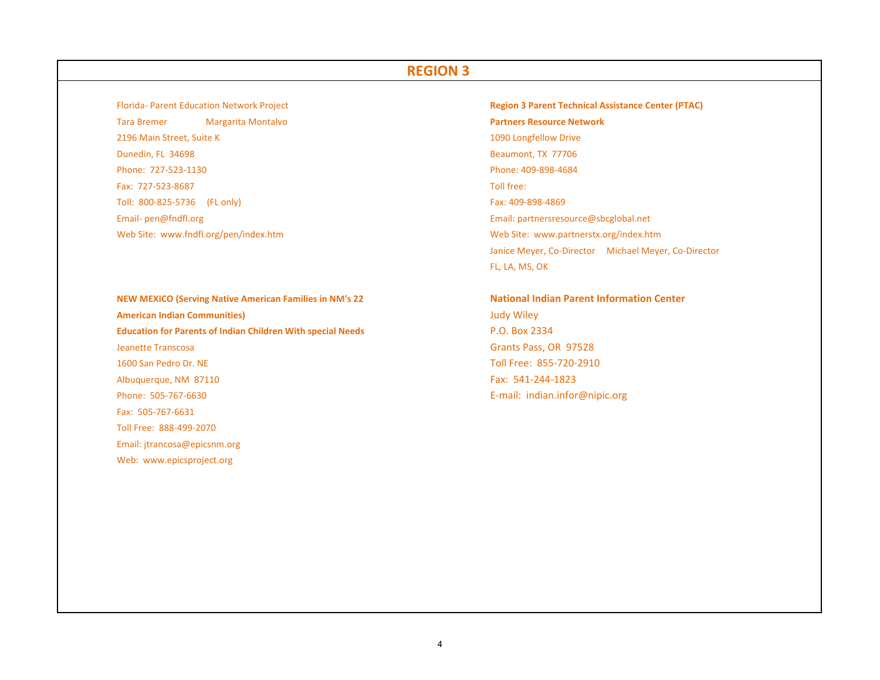## REGION 3

Florida- Parent Education Network Project
Tara Bremer Margarita Montalvo
2196 Main Street, Suite K
Dunedin, FL 34698
Phone: 727-523-1130
Fax: 727-523-8687
Toll: 800-825-5736 (FL only)
Email- pen@fndfl.org
Web Site: www.fndfl.org/pen/index.htm

**Region 3 Parent Technical Assistance Center (PTAC)**
**Partners Resource Network**
1090 Longfellow Drive
Beaumont, TX 77706
Phone: 409-898-4684
Toll free:
Fax: 409-898-4869
Email: partnersresource@sbcglobal.net
Web Site: www.partnerstx.org/index.htm
Janice Meyer, Co-Director Michael Meyer, Co-Director
FL, LA, MS, OK

**NEW MEXICO (Serving Native American Families in NM's 22 American Indian Communities)**
**Education for Parents of Indian Children With special Needs**
Jeanette Transcosa
1600 San Pedro Dr. NE
Albuquerque, NM 87110
Phone: 505-767-6630
Fax: 505-767-6631
Toll Free: 888-499-2070
Email: jtrancosa@epicsnm.org
Web: www.epicsproject.org

**National Indian Parent Information Center**
Judy Wiley
P.O. Box 2334
Grants Pass, OR 97528
Toll Free: 855-720-2910
Fax: 541-244-1823
E-mail: indian.infor@nipic.org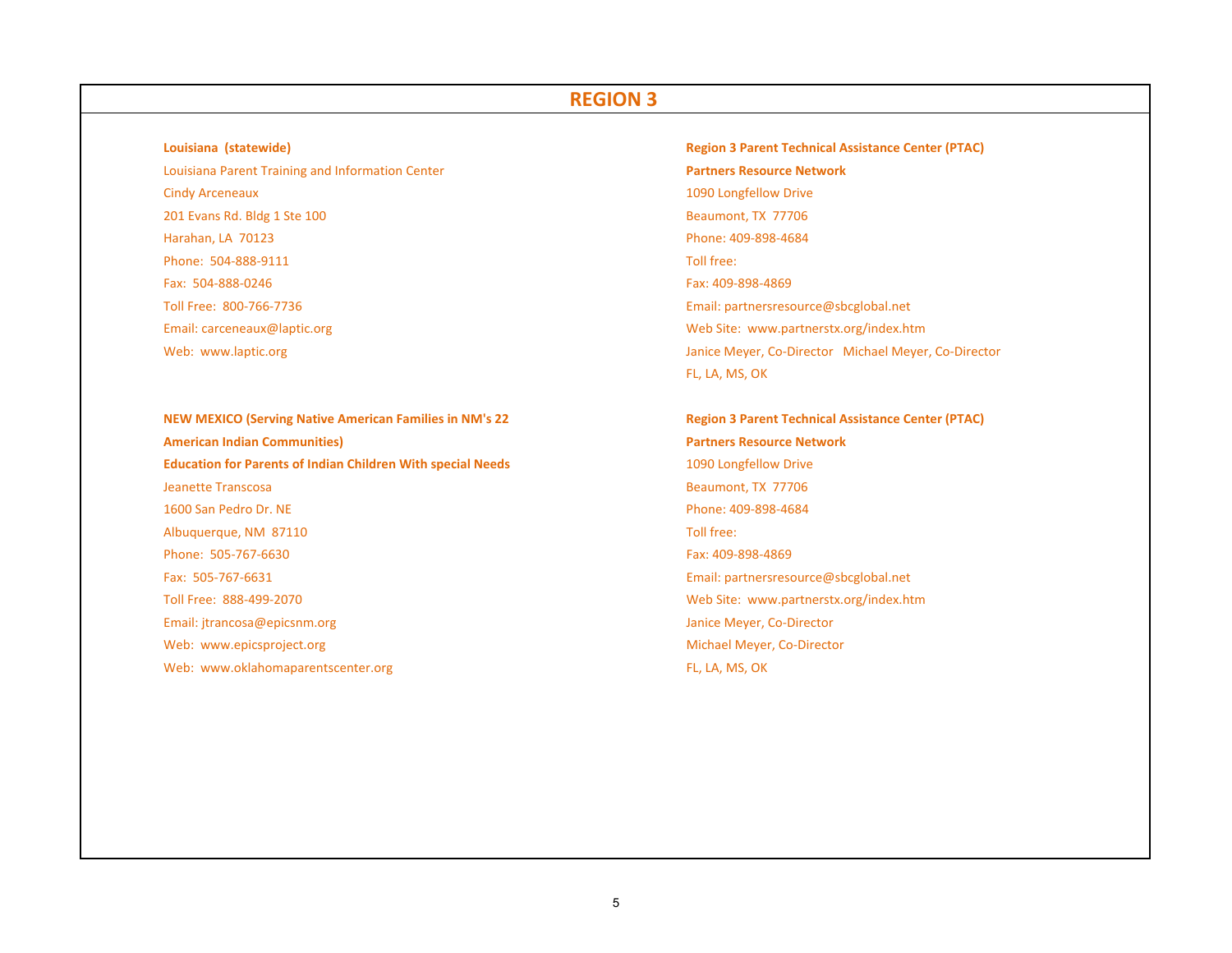# REGION 3

**Louisiana (statewide)**
Louisiana Parent Training and Information Center
Cindy Arceneaux
201 Evans Rd. Bldg 1 Ste 100
Harahan, LA 70123
Phone: 504-888-9111
Fax: 504-888-0246
Toll Free: 800-766-7736
Email: carceneaux@laptic.org
Web: www.laptic.org

**Region 3 Parent Technical Assistance Center (PTAC)**
**Partners Resource Network**
1090 Longfellow Drive
Beaumont, TX 77706
Phone: 409-898-4684
Toll free:
Fax: 409-898-4869
Email: partnersresource@sbcglobal.net
Web Site: www.partnerstx.org/index.htm
Janice Meyer, Co-Director Michael Meyer, Co-Director
FL, LA, MS, OK

**NEW MEXICO (Serving Native American Families in NM's 22 American Indian Communities)**
**Education for Parents of Indian Children With special Needs**
Jeanette Transcosa
1600 San Pedro Dr. NE
Albuquerque, NM 87110
Phone: 505-767-6630
Fax: 505-767-6631
Toll Free: 888-499-2070
Email: jtrancosa@epicsnm.org
Web: www.epicsproject.org
Web: www.oklahomaparentscenter.org

**Region 3 Parent Technical Assistance Center (PTAC)**
**Partners Resource Network**
1090 Longfellow Drive
Beaumont, TX 77706
Phone: 409-898-4684
Toll free:
Fax: 409-898-4869
Email: partnersresource@sbcglobal.net
Web Site: www.partnerstx.org/index.htm
Janice Meyer, Co-Director
Michael Meyer, Co-Director
FL, LA, MS, OK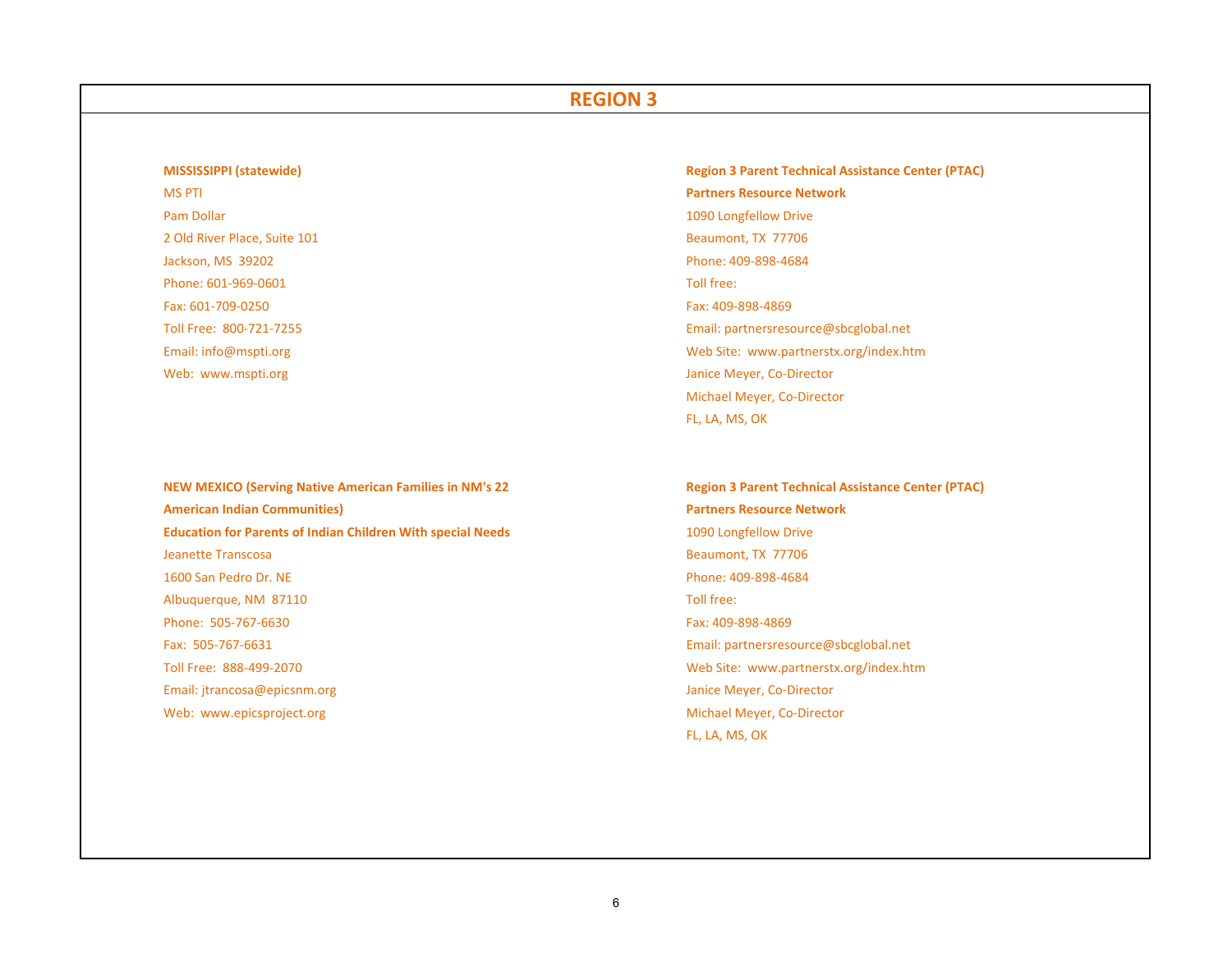# REGION 3

**MISSISSIPPI (statewide)**

MS PTI
Pam Dollar
2 Old River Place, Suite 101
Jackson, MS  39202
Phone: 601-969-0601
Fax: 601-709-0250
Toll Free:  800-721-7255
Email: info@mspti.org
Web:  www.mspti.org

**Region 3 Parent Technical Assistance Center (PTAC)**

**Partners Resource Network**
1090 Longfellow Drive
Beaumont, TX  77706
Phone: 409-898-4684
Toll free:
Fax: 409-898-4869
Email: partnersresource@sbcglobal.net
Web Site:  www.partnerstx.org/index.htm
Janice Meyer, Co-Director
Michael Meyer, Co-Director
FL, LA, MS, OK

**NEW MEXICO (Serving Native American Families in NM's 22 American Indian Communities)**

**Education for Parents of Indian Children With special Needs**
Jeanette Transcosa
1600 San Pedro Dr. NE
Albuquerque, NM  87110
Phone:  505-767-6630
Fax:  505-767-6631
Toll Free:  888-499-2070
Email: jtrancosa@epicsnm.org
Web:  www.epicsproject.org

**Region 3 Parent Technical Assistance Center (PTAC)**

**Partners Resource Network**
1090 Longfellow Drive
Beaumont, TX  77706
Phone: 409-898-4684
Toll free:
Fax: 409-898-4869
Email: partnersresource@sbcglobal.net
Web Site:  www.partnerstx.org/index.htm
Janice Meyer, Co-Director
Michael Meyer, Co-Director
FL, LA, MS, OK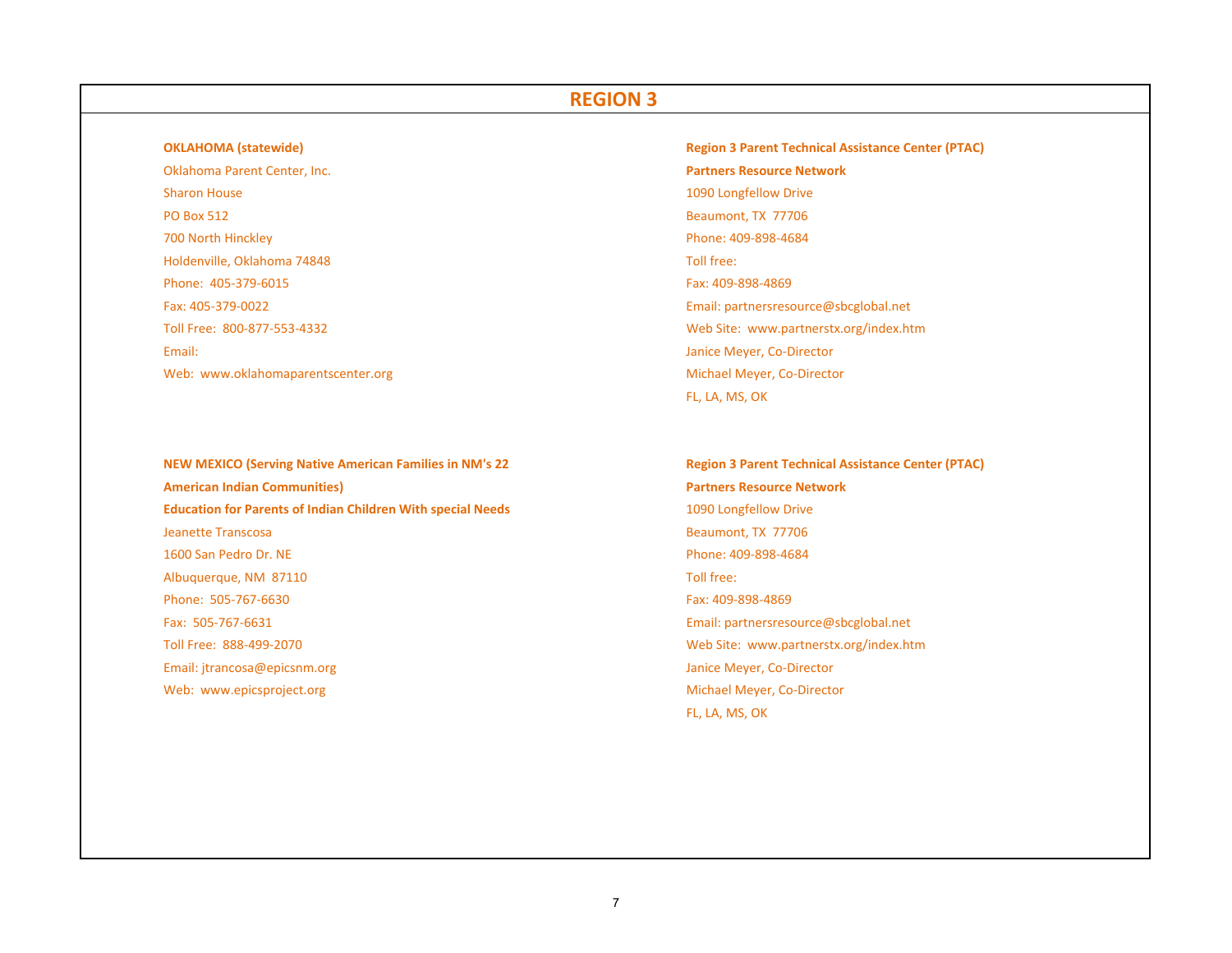# REGION 3

**OKLAHOMA (statewide)**

Oklahoma Parent Center, Inc.
Sharon House
PO Box 512
700 North Hinckley
Holdenville, Oklahoma 74848
Phone: 405-379-6015
Fax: 405-379-0022
Toll Free: 800-877-553-4332
Email:
Web: www.oklahomaparentscenter.org

**Region 3 Parent Technical Assistance Center (PTAC)**
**Partners Resource Network**
1090 Longfellow Drive
Beaumont, TX 77706
Phone: 409-898-4684
Toll free:
Fax: 409-898-4869
Email: partnersresource@sbcglobal.net
Web Site: www.partnerstx.org/index.htm
Janice Meyer, Co-Director
Michael Meyer, Co-Director
FL, LA, MS, OK

**NEW MEXICO (Serving Native American Families in NM's 22 American Indian Communities)**
**Education for Parents of Indian Children With special Needs**

Jeanette Transcosa
1600 San Pedro Dr. NE
Albuquerque, NM 87110
Phone: 505-767-6630
Fax: 505-767-6631
Toll Free: 888-499-2070
Email: jtrancosa@epicsnm.org
Web: www.epicsproject.org

**Region 3 Parent Technical Assistance Center (PTAC)**
**Partners Resource Network**
1090 Longfellow Drive
Beaumont, TX 77706
Phone: 409-898-4684
Toll free:
Fax: 409-898-4869
Email: partnersresource@sbcglobal.net
Web Site: www.partnerstx.org/index.htm
Janice Meyer, Co-Director
Michael Meyer, Co-Director
FL, LA, MS, OK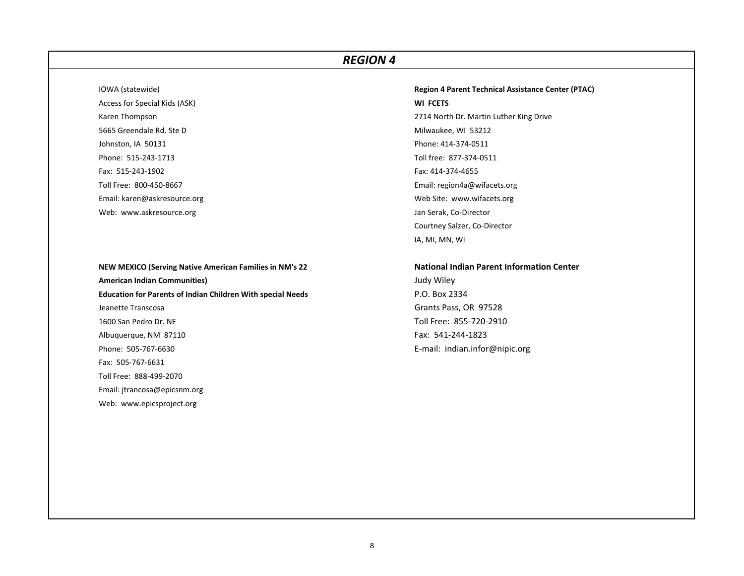# *REGION 4*

IOWA (statewide)
Access for Special Kids (ASK)
Karen Thompson
5665 Greendale Rd. Ste D
Johnston, IA 50131
Phone: 515-243-1713
Fax: 515-243-1902
Toll Free: 800-450-8667
Email: karen@askresource.org
Web: www.askresource.org

**NEW MEXICO (Serving Native American Families in NM's 22 American Indian Communities)**
**Education for Parents of Indian Children With special Needs**
Jeanette Transcosa
1600 San Pedro Dr. NE
Albuquerque, NM 87110
Phone: 505-767-6630
Fax: 505-767-6631
Toll Free: 888-499-2070
Email: jtrancosa@epicsnm.org
Web: www.epicsproject.org

**Region 4 Parent Technical Assistance Center (PTAC)**
**WI FCETS**
2714 North Dr. Martin Luther King Drive
Milwaukee, WI 53212
Phone: 414-374-0511
Toll free: 877-374-0511
Fax: 414-374-4655
Email: region4a@wifacets.org
Web Site: www.wifacets.org
Jan Serak, Co-Director
Courtney Salzer, Co-Director
IA, MI, MN, WI

**National Indian Parent Information Center**
Judy Wiley
P.O. Box 2334
Grants Pass, OR 97528
Toll Free: 855-720-2910
Fax: 541-244-1823
E-mail: indian.infor@nipic.org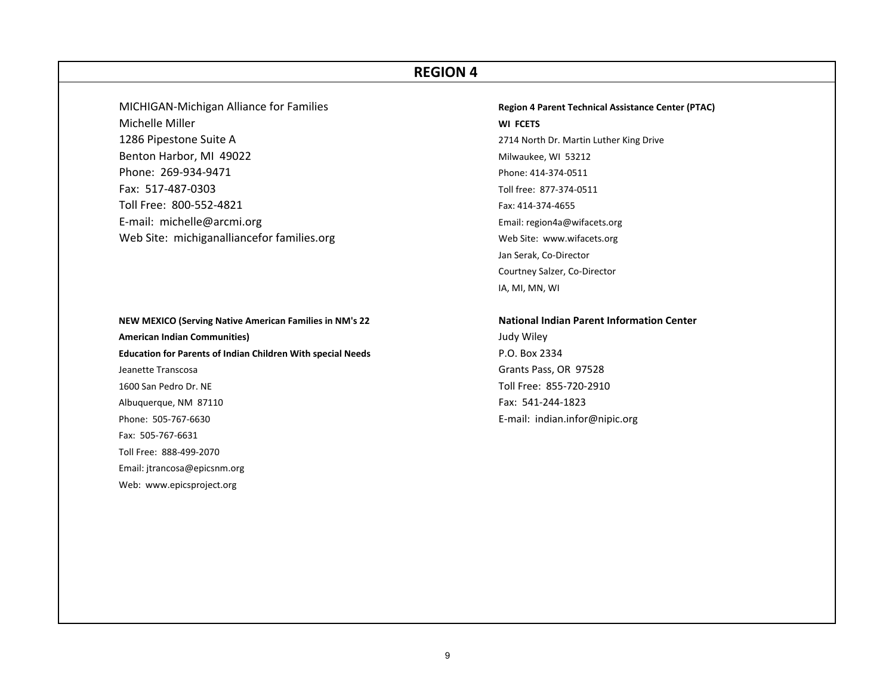## REGION 4

MICHIGAN-Michigan Alliance for Families
Michelle Miller
1286 Pipestone Suite A
Benton Harbor, MI 49022
Phone: 269-934-9471
Fax: 517-487-0303
Toll Free: 800-552-4821
E-mail: michelle@arcmi.org
Web Site: michiganalliancefor families.org

**Region 4 Parent Technical Assistance Center (PTAC)**
**WI FCETS**
2714 North Dr. Martin Luther King Drive
Milwaukee, WI 53212
Phone: 414-374-0511
Toll free: 877-374-0511
Fax: 414-374-4655
Email: region4a@wifacets.org
Web Site: www.wifacets.org
Jan Serak, Co-Director
Courtney Salzer, Co-Director
IA, MI, MN, WI

**NEW MEXICO (Serving Native American Families in NM's 22 American Indian Communities)**
**Education for Parents of Indian Children With special Needs**
Jeanette Transcosa
1600 San Pedro Dr. NE
Albuquerque, NM 87110
Phone: 505-767-6630
Fax: 505-767-6631
Toll Free: 888-499-2070
Email: jtrancosa@epicsnm.org
Web: www.epicsproject.org

**National Indian Parent Information Center**
Judy Wiley
P.O. Box 2334
Grants Pass, OR 97528
Toll Free: 855-720-2910
Fax: 541-244-1823
E-mail: indian.infor@nipic.org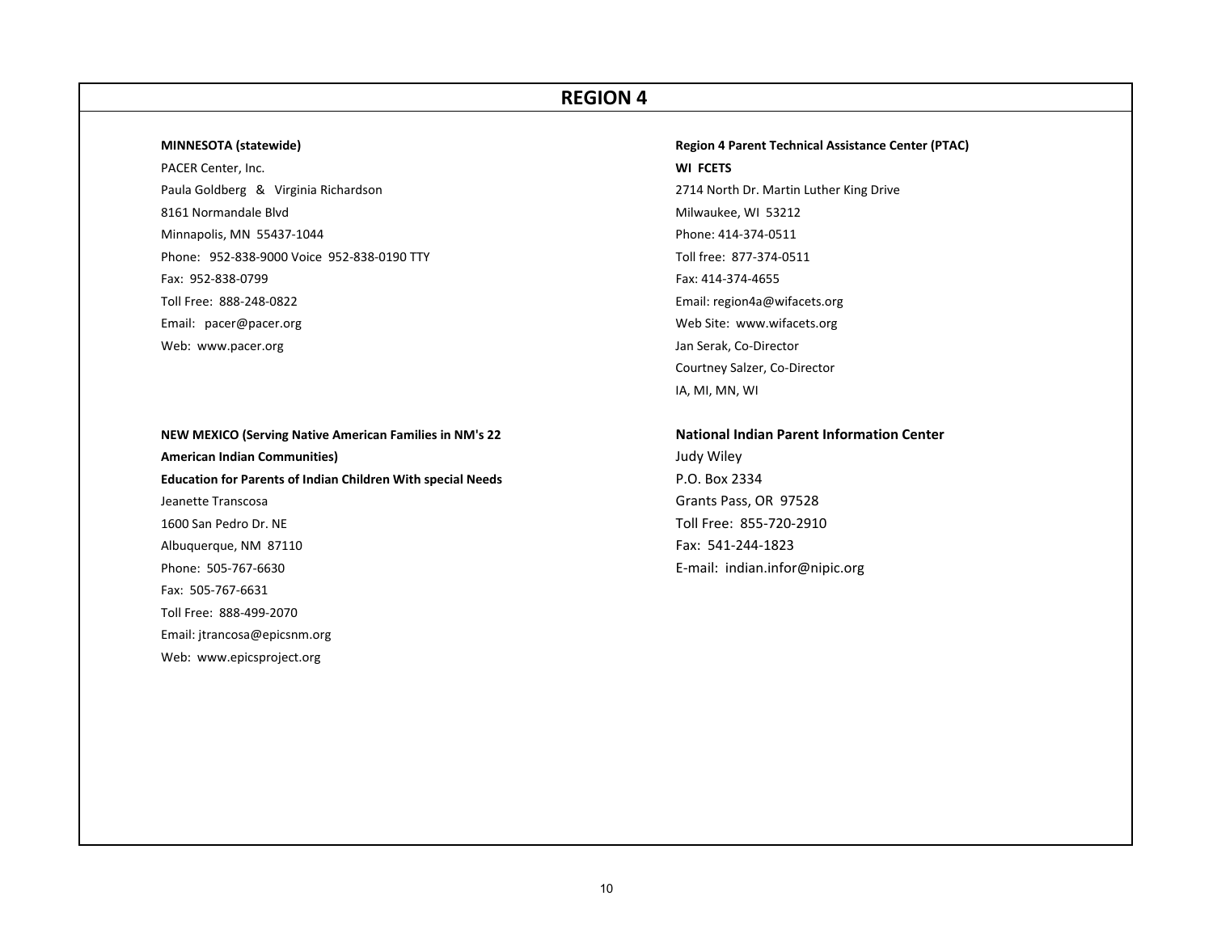# REGION 4

**MINNESOTA (statewide)**

PACER Center, Inc.

Paula Goldberg & Virginia Richardson

8161 Normandale Blvd

Minnapolis, MN 55437-1044

Phone: 952-838-9000 Voice 952-838-0190 TTY

Fax: 952-838-0799

Toll Free: 888-248-0822

Email: pacer@pacer.org

Web: www.pacer.org

**NEW MEXICO (Serving Native American Families in NM's 22 American Indian Communities)**

**Education for Parents of Indian Children With special Needs**

Jeanette Transcosa

1600 San Pedro Dr. NE

Albuquerque, NM 87110

Phone: 505-767-6630

Fax: 505-767-6631

Toll Free: 888-499-2070

Email: jtrancosa@epicsnm.org

Web: www.epicsproject.org

**Region 4 Parent Technical Assistance Center (PTAC)**

**WI FCETS**

2714 North Dr. Martin Luther King Drive

Milwaukee, WI 53212

Phone: 414-374-0511

Toll free: 877-374-0511

Fax: 414-374-4655

Email: region4a@wifacets.org

Web Site: www.wifacets.org

Jan Serak, Co-Director

Courtney Salzer, Co-Director

IA, MI, MN, WI

**National Indian Parent Information Center**

Judy Wiley

P.O. Box 2334

Grants Pass, OR 97528

Toll Free: 855-720-2910

Fax: 541-244-1823

E-mail: indian.infor@nipic.org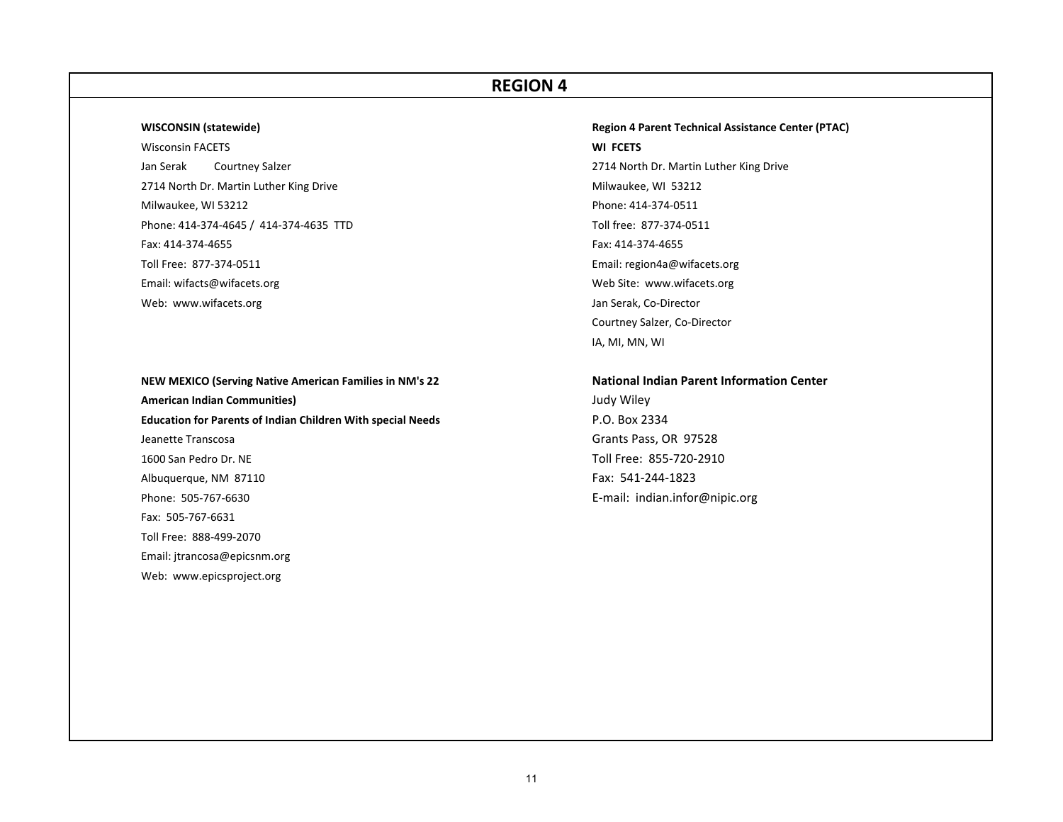# REGION 4

**WISCONSIN (statewide)**

Wisconsin FACETS

Jan Serak  Courtney Salzer

2714 North Dr. Martin Luther King Drive

Milwaukee, WI 53212

Phone: 414-374-4645 / 414-374-4635 TTD

Fax: 414-374-4655

Toll Free: 877-374-0511

Email: wifacts@wifacets.org

Web: www.wifacets.org

**NEW MEXICO (Serving Native American Families in NM's 22 American Indian Communities)**

**Education for Parents of Indian Children With special Needs**

Jeanette Transcosa

1600 San Pedro Dr. NE

Albuquerque, NM 87110

Phone: 505-767-6630

Fax: 505-767-6631

Toll Free: 888-499-2070

Email: jtrancosa@epicsnm.org

Web: www.epicsproject.org

**Region 4 Parent Technical Assistance Center (PTAC)**

**WI FCETS**

2714 North Dr. Martin Luther King Drive

Milwaukee, WI 53212

Phone: 414-374-0511

Toll free: 877-374-0511

Fax: 414-374-4655

Email: region4a@wifacets.org

Web Site: www.wifacets.org

Jan Serak, Co-Director

Courtney Salzer, Co-Director

IA, MI, MN, WI

**National Indian Parent Information Center**

Judy Wiley

P.O. Box 2334

Grants Pass, OR 97528

Toll Free: 855-720-2910

Fax: 541-244-1823

E-mail: indian.infor@nipic.org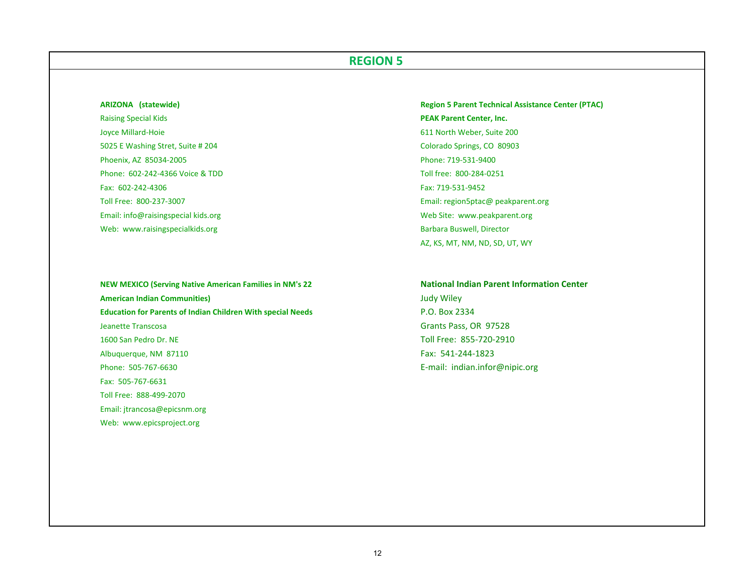# REGION 5

**ARIZONA (statewide)**

Raising Special Kids
Joyce Millard-Hoie
5025 E Washing Stret, Suite # 204
Phoenix, AZ 85034-2005
Phone: 602-242-4366 Voice & TDD
Fax: 602-242-4306
Toll Free: 800-237-3007
Email: info@raisingspecial kids.org
Web: www.raisingspecialkids.org

**NEW MEXICO (Serving Native American Families in NM's 22 American Indian Communities)**

**Education for Parents of Indian Children With special Needs**

Jeanette Transcosa
1600 San Pedro Dr. NE
Albuquerque, NM 87110
Phone: 505-767-6630
Fax: 505-767-6631
Toll Free: 888-499-2070
Email: jtrancosa@epicsnm.org
Web: www.epicsproject.org

**Region 5 Parent Technical Assistance Center (PTAC)**

**PEAK Parent Center, Inc.**

611 North Weber, Suite 200
Colorado Springs, CO 80903
Phone: 719-531-9400
Toll free: 800-284-0251
Fax: 719-531-9452
Email: region5ptac@ peakparent.org
Web Site: www.peakparent.org
Barbara Buswell, Director
AZ, KS, MT, NM, ND, SD, UT, WY

**National Indian Parent Information Center**

Judy Wiley
P.O. Box 2334
Grants Pass, OR 97528
Toll Free: 855-720-2910
Fax: 541-244-1823
E-mail: indian.infor@nipic.org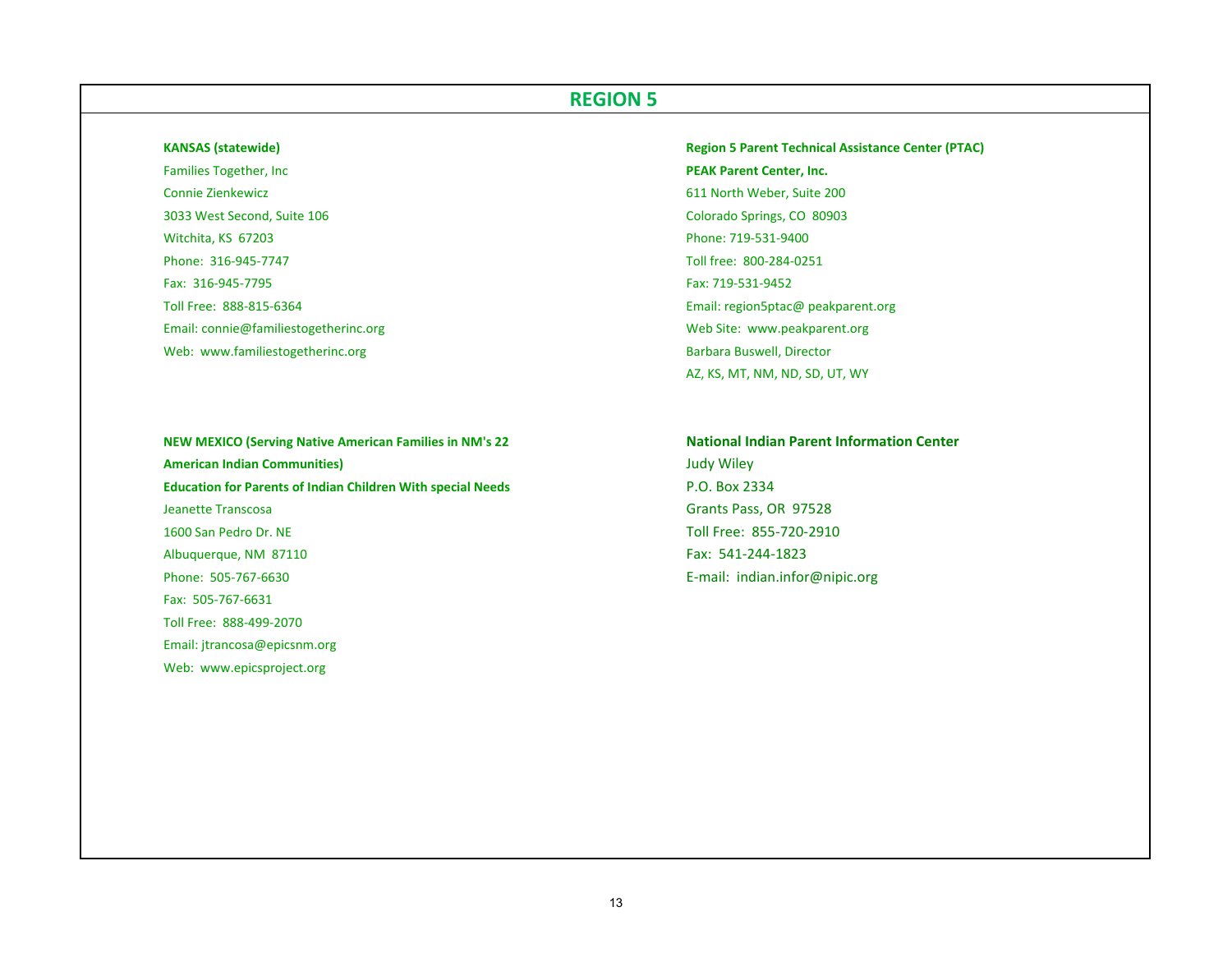## REGION 5

**KANSAS (statewide)**

Families Together, Inc

Connie Zienkewicz

3033 West Second, Suite 106

Witchita, KS 67203

Phone: 316-945-7747

Fax: 316-945-7795

Toll Free: 888-815-6364

Email: connie@familiestogetherinc.org

Web: www.familiestogetherinc.org

**Region 5 Parent Technical Assistance Center (PTAC)**

**PEAK Parent Center, Inc.**

611 North Weber, Suite 200

Colorado Springs, CO 80903

Phone: 719-531-9400

Toll free: 800-284-0251

Fax: 719-531-9452

Email: region5ptac@ peakparent.org

Web Site: www.peakparent.org

Barbara Buswell, Director

AZ, KS, MT, NM, ND, SD, UT, WY

**NEW MEXICO (Serving Native American Families in NM's 22 American Indian Communities)**

**Education for Parents of Indian Children With special Needs**

Jeanette Transcosa

1600 San Pedro Dr. NE

Albuquerque, NM 87110

Phone: 505-767-6630

Fax: 505-767-6631

Toll Free: 888-499-2070

Email: jtrancosa@epicsnm.org

Web: www.epicsproject.org

**National Indian Parent Information Center**

Judy Wiley

P.O. Box 2334

Grants Pass, OR 97528

Toll Free: 855-720-2910

Fax: 541-244-1823

E-mail: indian.infor@nipic.org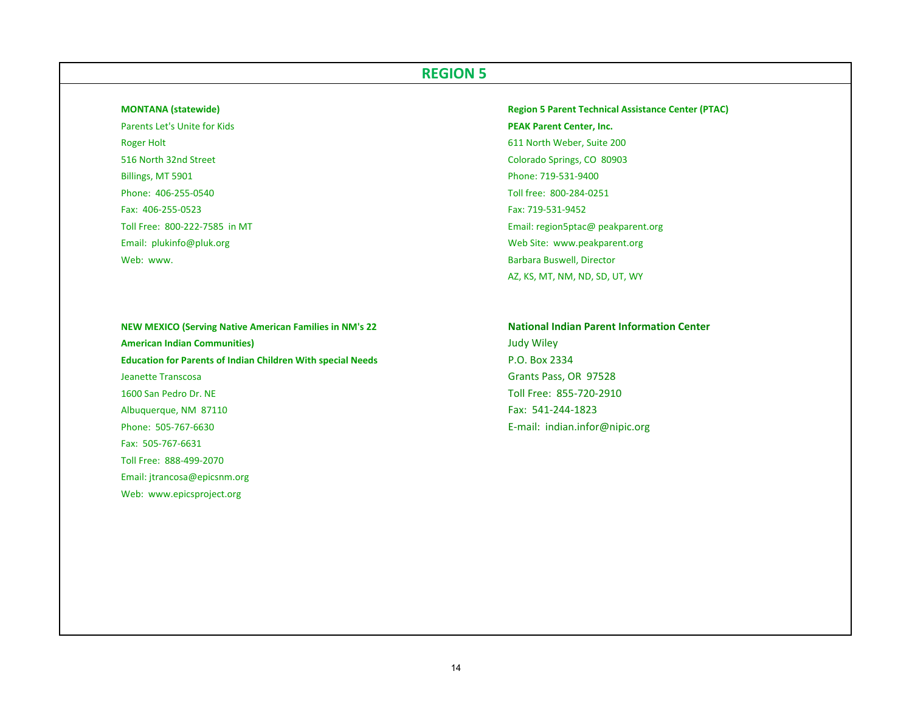## REGION 5

**MONTANA (statewide)**
Parents Let's Unite for Kids
Roger Holt
516 North 32nd Street
Billings, MT 5901
Phone: 406-255-0540
Fax: 406-255-0523
Toll Free: 800-222-7585 in MT
Email: plukinfo@pluk.org
Web: www.

**Region 5 Parent Technical Assistance Center (PTAC)**
**PEAK Parent Center, Inc.**
611 North Weber, Suite 200
Colorado Springs, CO 80903
Phone: 719-531-9400
Toll free: 800-284-0251
Fax: 719-531-9452
Email: region5ptac@ peakparent.org
Web Site: www.peakparent.org
Barbara Buswell, Director
AZ, KS, MT, NM, ND, SD, UT, WY

**NEW MEXICO (Serving Native American Families in NM's 22 American Indian Communities)**
**Education for Parents of Indian Children With special Needs**
Jeanette Transcosa
1600 San Pedro Dr. NE
Albuquerque, NM 87110
Phone: 505-767-6630
Fax: 505-767-6631
Toll Free: 888-499-2070
Email: jtrancosa@epicsnm.org
Web: www.epicsproject.org

**National Indian Parent Information Center**
Judy Wiley
P.O. Box 2334
Grants Pass, OR 97528
Toll Free: 855-720-2910
Fax: 541-244-1823
E-mail: indian.infor@nipic.org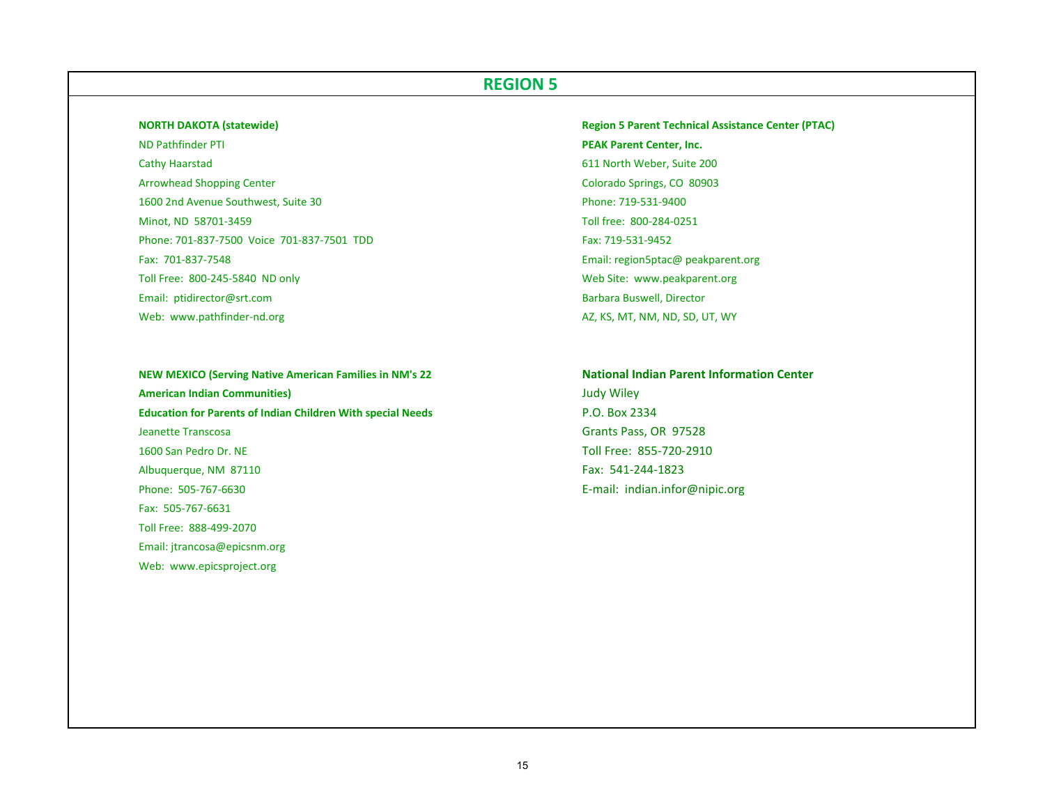# REGION 5

**NORTH DAKOTA (statewide)**

ND Pathfinder PTI
Cathy Haarstad
Arrowhead Shopping Center
1600 2nd Avenue Southwest, Suite 30
Minot, ND 58701-3459
Phone: 701-837-7500 Voice 701-837-7501 TDD
Fax: 701-837-7548
Toll Free: 800-245-5840 ND only
Email: ptidirector@srt.com
Web: www.pathfinder-nd.org

**NEW MEXICO (Serving Native American Families in NM's 22 American Indian Communities)**

**Education for Parents of Indian Children With special Needs**

Jeanette Transcosa
1600 San Pedro Dr. NE
Albuquerque, NM 87110
Phone: 505-767-6630
Fax: 505-767-6631
Toll Free: 888-499-2070
Email: jtrancosa@epicsnm.org
Web: www.epicsproject.org

**Region 5 Parent Technical Assistance Center (PTAC)**

**PEAK Parent Center, Inc.**

611 North Weber, Suite 200
Colorado Springs, CO 80903
Phone: 719-531-9400
Toll free: 800-284-0251
Fax: 719-531-9452
Email: region5ptac@ peakparent.org
Web Site: www.peakparent.org
Barbara Buswell, Director
AZ, KS, MT, NM, ND, SD, UT, WY

**National Indian Parent Information Center**

Judy Wiley
P.O. Box 2334
Grants Pass, OR 97528
Toll Free: 855-720-2910
Fax: 541-244-1823
E-mail: indian.infor@nipic.org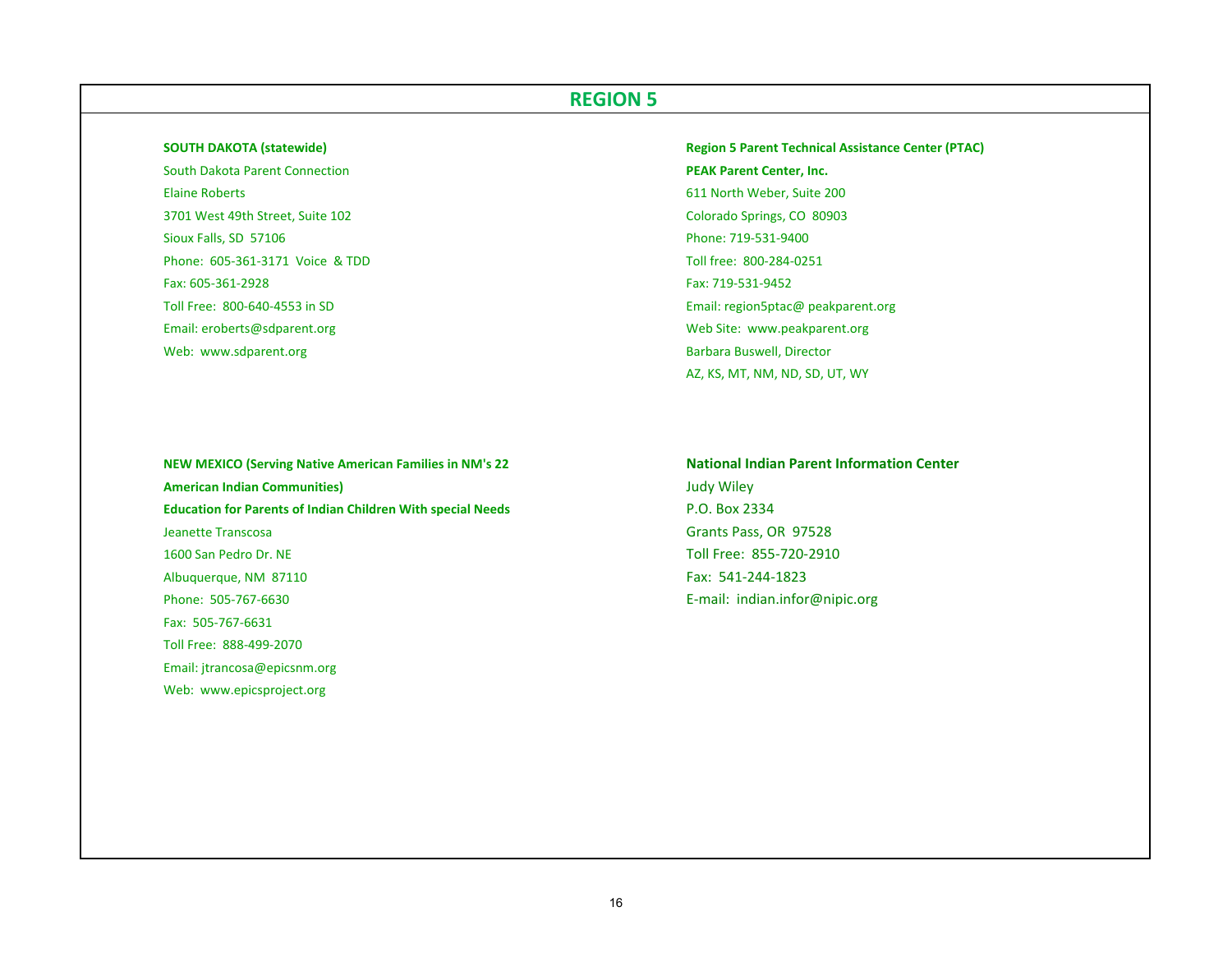## REGION 5

**SOUTH DAKOTA (statewide)**

South Dakota Parent Connection
Elaine Roberts
3701 West 49th Street, Suite 102
Sioux Falls, SD 57106
Phone: 605-361-3171 Voice & TDD
Fax: 605-361-2928
Toll Free: 800-640-4553 in SD
Email: eroberts@sdparent.org
Web: www.sdparent.org

**Region 5 Parent Technical Assistance Center (PTAC)**

**PEAK Parent Center, Inc.**
611 North Weber, Suite 200
Colorado Springs, CO 80903
Phone: 719-531-9400
Toll free: 800-284-0251
Fax: 719-531-9452
Email: region5ptac@ peakparent.org
Web Site: www.peakparent.org
Barbara Buswell, Director
AZ, KS, MT, NM, ND, SD, UT, WY

**NEW MEXICO (Serving Native American Families in NM's 22 American Indian Communities)**

**Education for Parents of Indian Children With special Needs**
Jeanette Transcosa
1600 San Pedro Dr. NE
Albuquerque, NM 87110
Phone: 505-767-6630
Fax: 505-767-6631
Toll Free: 888-499-2070
Email: jtrancosa@epicsnm.org
Web: www.epicsproject.org

**National Indian Parent Information Center**

Judy Wiley
P.O. Box 2334
Grants Pass, OR 97528
Toll Free: 855-720-2910
Fax: 541-244-1823
E-mail: indian.infor@nipic.org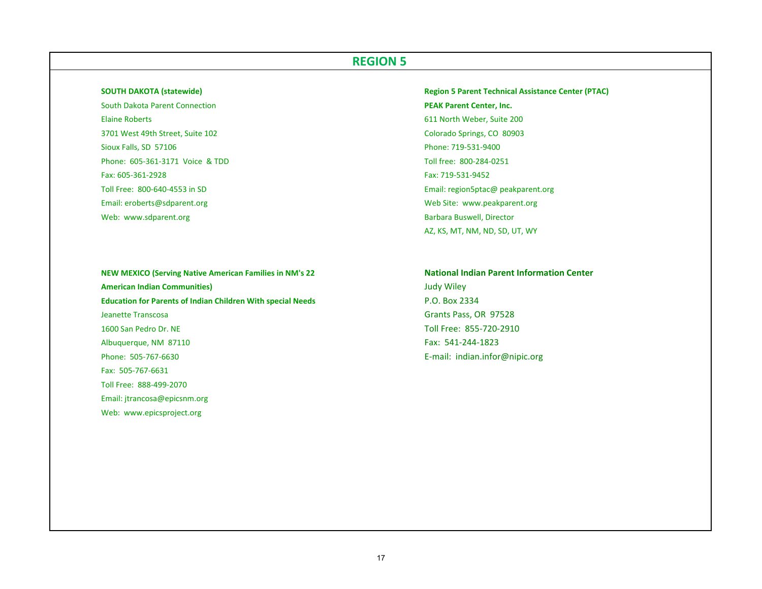# REGION 5

**SOUTH DAKOTA (statewide)**

South Dakota Parent Connection
Elaine Roberts
3701 West 49th Street, Suite 102
Sioux Falls, SD 57106
Phone: 605-361-3171 Voice & TDD
Fax: 605-361-2928
Toll Free: 800-640-4553 in SD
Email: eroberts@sdparent.org
Web: www.sdparent.org

**NEW MEXICO (Serving Native American Families in NM's 22 American Indian Communities)**

**Education for Parents of Indian Children With special Needs**

Jeanette Transcosa
1600 San Pedro Dr. NE
Albuquerque, NM 87110
Phone: 505-767-6630
Fax: 505-767-6631
Toll Free: 888-499-2070
Email: jtrancosa@epicsnm.org
Web: www.epicsproject.org

**Region 5 Parent Technical Assistance Center (PTAC)**

**PEAK Parent Center, Inc.**

611 North Weber, Suite 200
Colorado Springs, CO 80903
Phone: 719-531-9400
Toll free: 800-284-0251
Fax: 719-531-9452
Email: region5ptac@ peakparent.org
Web Site: www.peakparent.org
Barbara Buswell, Director
AZ, KS, MT, NM, ND, SD, UT, WY

**National Indian Parent Information Center**

Judy Wiley
P.O. Box 2334
Grants Pass, OR 97528
Toll Free: 855-720-2910
Fax: 541-244-1823
E-mail: indian.infor@nipic.org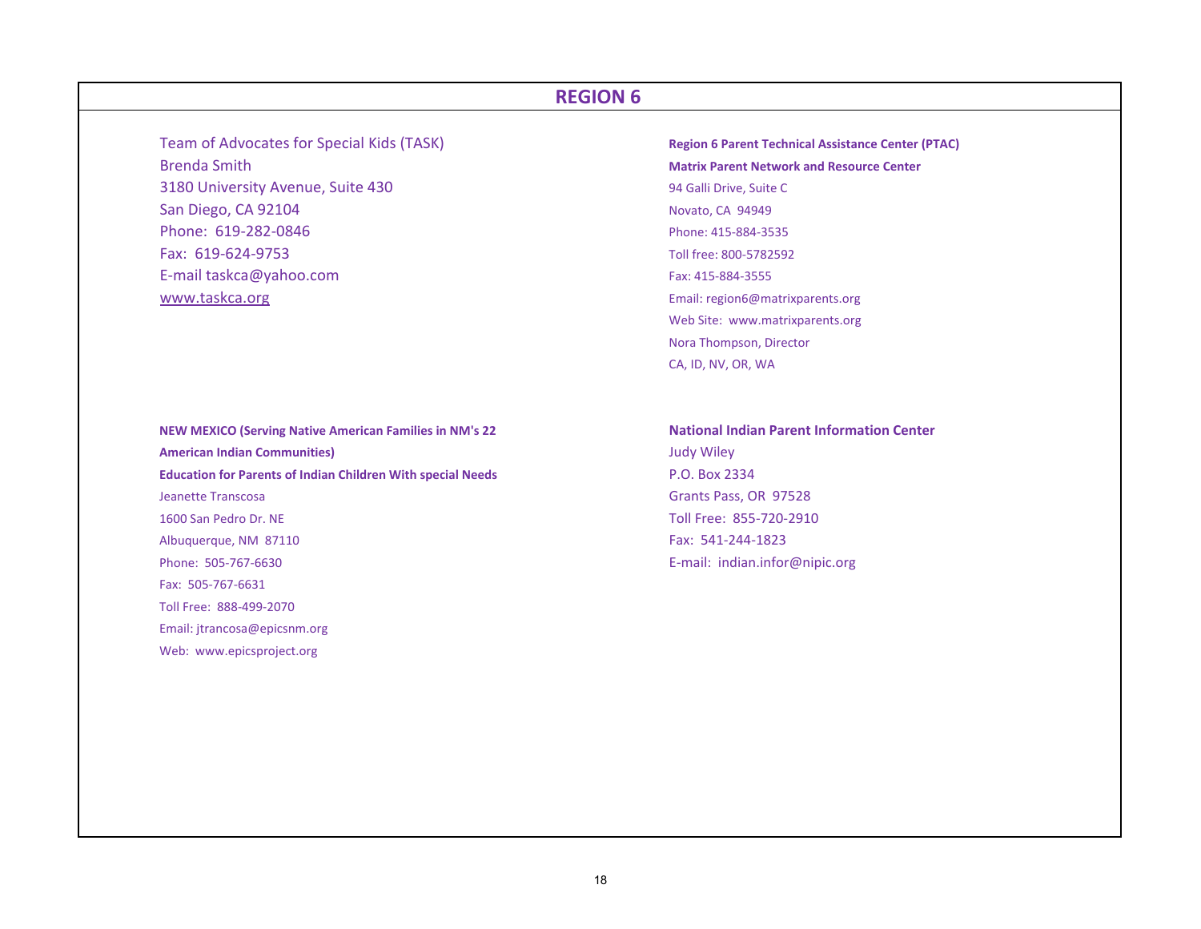## REGION 6

Team of Advocates for Special Kids (TASK)
Brenda Smith
3180 University Avenue, Suite 430
San Diego, CA 92104
Phone: 619-282-0846
Fax: 619-624-9753
E-mail taskca@yahoo.com
www.taskca.org

**Region 6 Parent Technical Assistance Center (PTAC)**
**Matrix Parent Network and Resource Center**
94 Galli Drive, Suite C
Novato, CA 94949
Phone: 415-884-3535
Toll free: 800-5782592
Fax: 415-884-3555
Email: region6@matrixparents.org
Web Site: www.matrixparents.org
Nora Thompson, Director
CA, ID, NV, OR, WA

**NEW MEXICO (Serving Native American Families in NM's 22 American Indian Communities)**
**Education for Parents of Indian Children With special Needs**
Jeanette Transcosa
1600 San Pedro Dr. NE
Albuquerque, NM 87110
Phone: 505-767-6630
Fax: 505-767-6631
Toll Free: 888-499-2070
Email: jtrancosa@epicsnm.org
Web: www.epicsproject.org

**National Indian Parent Information Center**
Judy Wiley
P.O. Box 2334
Grants Pass, OR 97528
Toll Free: 855-720-2910
Fax: 541-244-1823
E-mail: indian.infor@nipic.org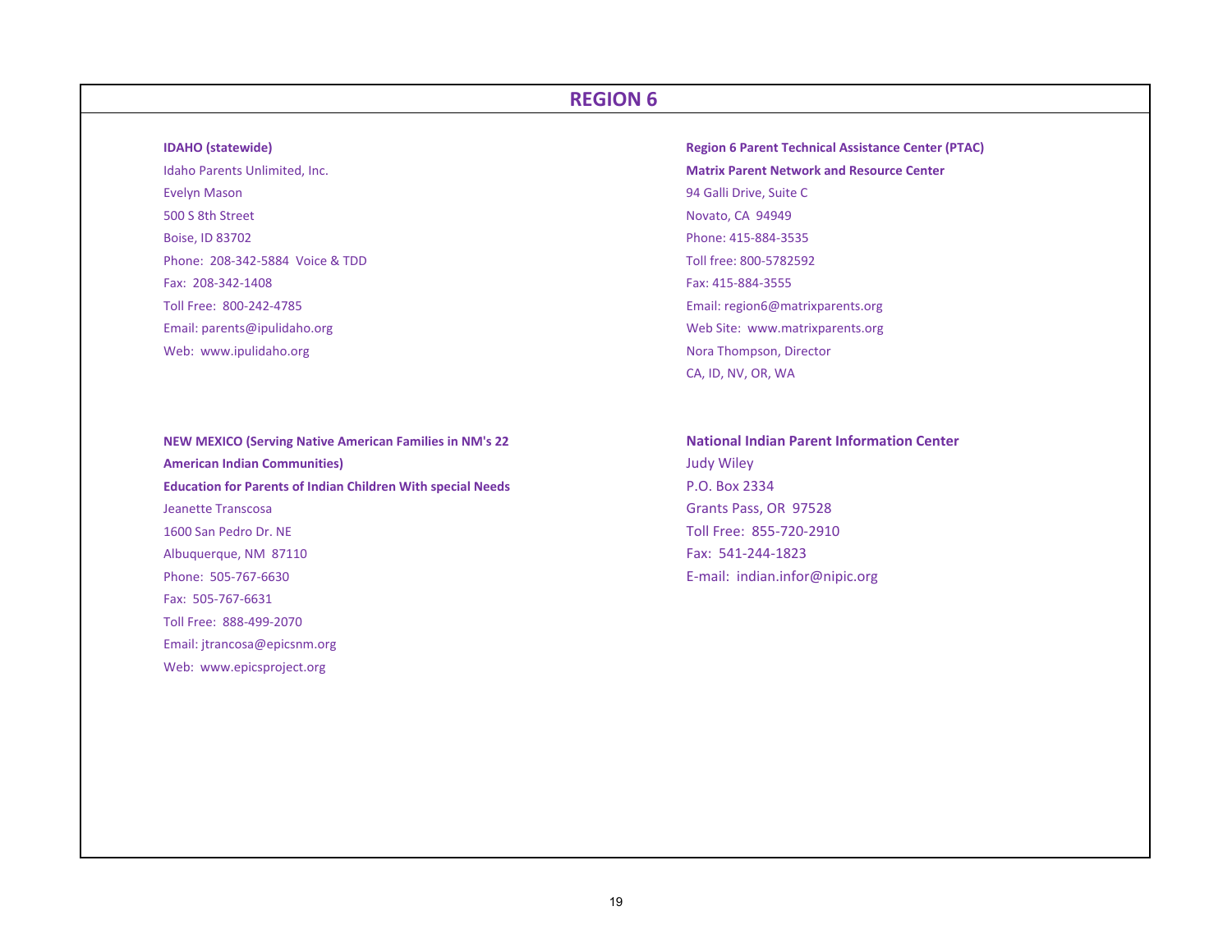# REGION 6

**IDAHO (statewide)**

Idaho Parents Unlimited, Inc.
Evelyn Mason
500 S 8th Street
Boise, ID 83702
Phone: 208-342-5884 Voice & TDD
Fax: 208-342-1408
Toll Free: 800-242-4785
Email: parents@ipulidaho.org
Web: www.ipulidaho.org

**Region 6 Parent Technical Assistance Center (PTAC)**

**Matrix Parent Network and Resource Center**
94 Galli Drive, Suite C
Novato, CA 94949
Phone: 415-884-3535
Toll free: 800-5782592
Fax: 415-884-3555
Email: region6@matrixparents.org
Web Site: www.matrixparents.org
Nora Thompson, Director
CA, ID, NV, OR, WA

**NEW MEXICO (Serving Native American Families in NM's 22 American Indian Communities)**

**Education for Parents of Indian Children With special Needs**
Jeanette Transcosa
1600 San Pedro Dr. NE
Albuquerque, NM 87110
Phone: 505-767-6630
Fax: 505-767-6631
Toll Free: 888-499-2070
Email: jtrancosa@epicsnm.org
Web: www.epicsproject.org

**National Indian Parent Information Center**
Judy Wiley
P.O. Box 2334
Grants Pass, OR 97528
Toll Free: 855-720-2910
Fax: 541-244-1823
E-mail: indian.infor@nipic.org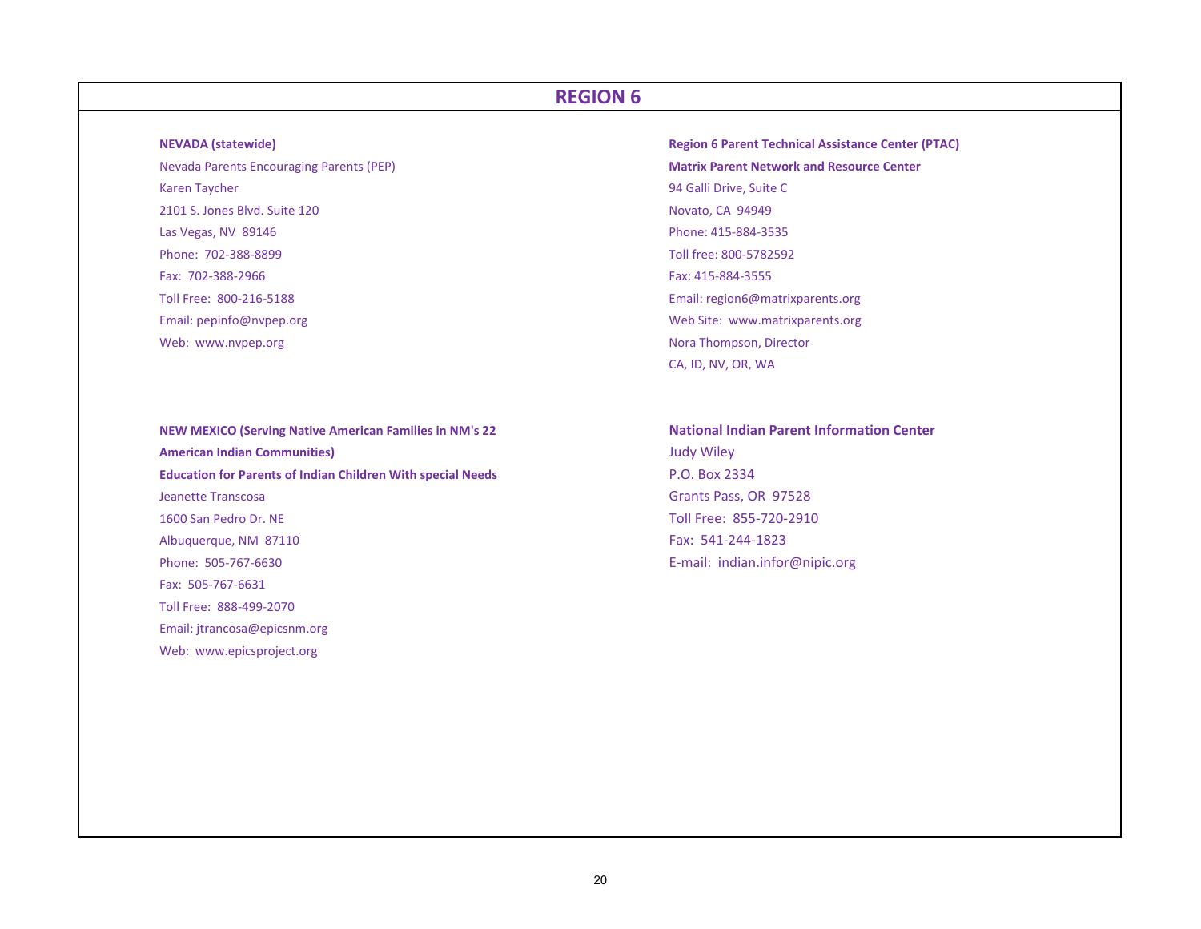# REGION 6

**NEVADA (statewide)**

Nevada Parents Encouraging Parents (PEP)
Karen Taycher
2101 S. Jones Blvd. Suite 120
Las Vegas, NV 89146
Phone: 702-388-8899
Fax: 702-388-2966
Toll Free: 800-216-5188
Email: pepinfo@nvpep.org
Web: www.nvpep.org

**Region 6 Parent Technical Assistance Center (PTAC)**

**Matrix Parent Network and Resource Center**
94 Galli Drive, Suite C
Novato, CA 94949
Phone: 415-884-3535
Toll free: 800-5782592
Fax: 415-884-3555
Email: region6@matrixparents.org
Web Site: www.matrixparents.org
Nora Thompson, Director
CA, ID, NV, OR, WA

**NEW MEXICO (Serving Native American Families in NM's 22 American Indian Communities)**

**Education for Parents of Indian Children With special Needs**
Jeanette Transcosa
1600 San Pedro Dr. NE
Albuquerque, NM 87110
Phone: 505-767-6630
Fax: 505-767-6631
Toll Free: 888-499-2070
Email: jtrancosa@epicsnm.org
Web: www.epicsproject.org

**National Indian Parent Information Center**

Judy Wiley
P.O. Box 2334
Grants Pass, OR 97528
Toll Free: 855-720-2910
Fax: 541-244-1823
E-mail: indian.infor@nipic.org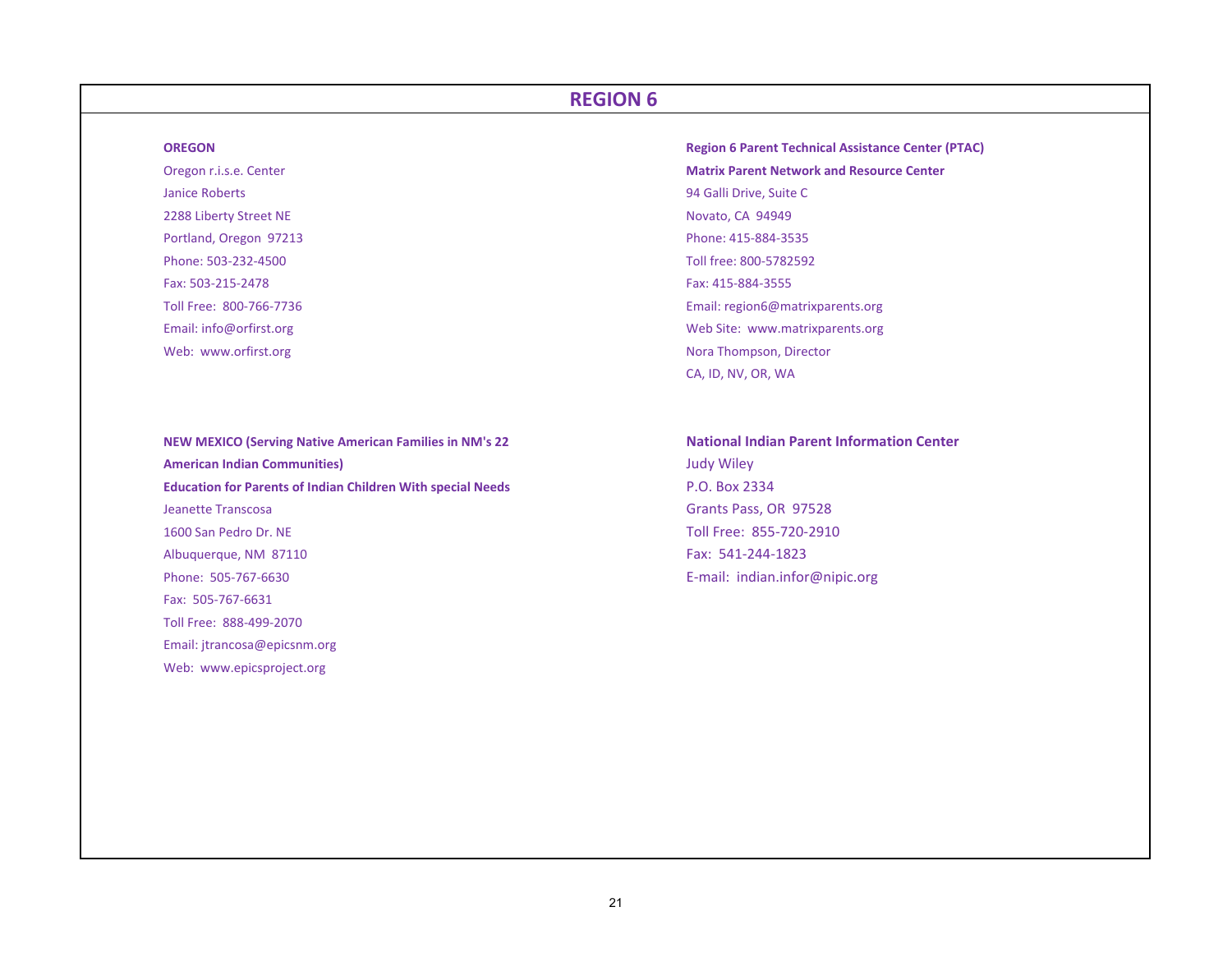# REGION 6

**OREGON**

Oregon r.i.s.e. Center
Janice Roberts
2288 Liberty Street NE
Portland, Oregon 97213
Phone: 503-232-4500
Fax: 503-215-2478
Toll Free: 800-766-7736
Email: info@orfirst.org
Web: www.orfirst.org

**Region 6 Parent Technical Assistance Center (PTAC)**

**Matrix Parent Network and Resource Center**
94 Galli Drive, Suite C
Novato, CA 94949
Phone: 415-884-3535
Toll free: 800-5782592
Fax: 415-884-3555
Email: region6@matrixparents.org
Web Site: www.matrixparents.org
Nora Thompson, Director
CA, ID, NV, OR, WA

**NEW MEXICO (Serving Native American Families in NM's 22 American Indian Communities)**

**Education for Parents of Indian Children With special Needs**
Jeanette Transcosa
1600 San Pedro Dr. NE
Albuquerque, NM 87110
Phone: 505-767-6630
Fax: 505-767-6631
Toll Free: 888-499-2070
Email: jtrancosa@epicsnm.org
Web: www.epicsproject.org

**National Indian Parent Information Center**

Judy Wiley
P.O. Box 2334
Grants Pass, OR 97528
Toll Free: 855-720-2910
Fax: 541-244-1823
E-mail: indian.infor@nipic.org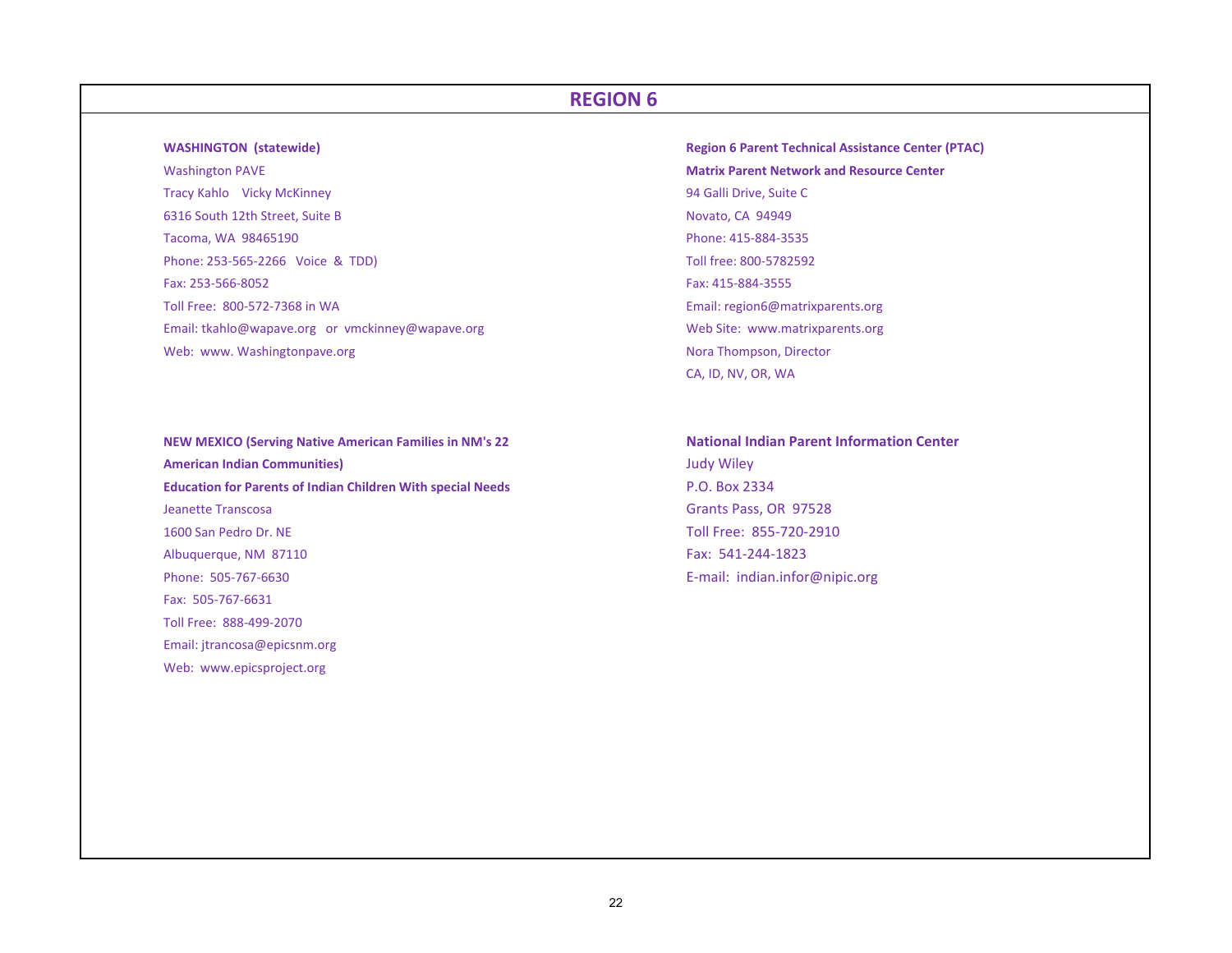## REGION 6

**WASHINGTON (statewide)**
Washington PAVE
Tracy Kahlo Vicky McKinney
6316 South 12th Street, Suite B
Tacoma, WA 98465190
Phone: 253-565-2266 Voice & TDD)
Fax: 253-566-8052
Toll Free: 800-572-7368 in WA
Email: tkahlo@wapave.org or vmckinney@wapave.org
Web: www. Washingtonpave.org

**NEW MEXICO (Serving Native American Families in NM's 22 American Indian Communities)**
**Education for Parents of Indian Children With special Needs**
Jeanette Transcosa
1600 San Pedro Dr. NE
Albuquerque, NM 87110
Phone: 505-767-6630
Fax: 505-767-6631
Toll Free: 888-499-2070
Email: jtrancosa@epicsnm.org
Web: www.epicsproject.org

**Region 6 Parent Technical Assistance Center (PTAC)**
**Matrix Parent Network and Resource Center**
94 Galli Drive, Suite C
Novato, CA 94949
Phone: 415-884-3535
Toll free: 800-5782592
Fax: 415-884-3555
Email: region6@matrixparents.org
Web Site: www.matrixparents.org
Nora Thompson, Director
CA, ID, NV, OR, WA

**National Indian Parent Information Center**
Judy Wiley
P.O. Box 2334
Grants Pass, OR 97528
Toll Free: 855-720-2910
Fax: 541-244-1823
E-mail: indian.infor@nipic.org